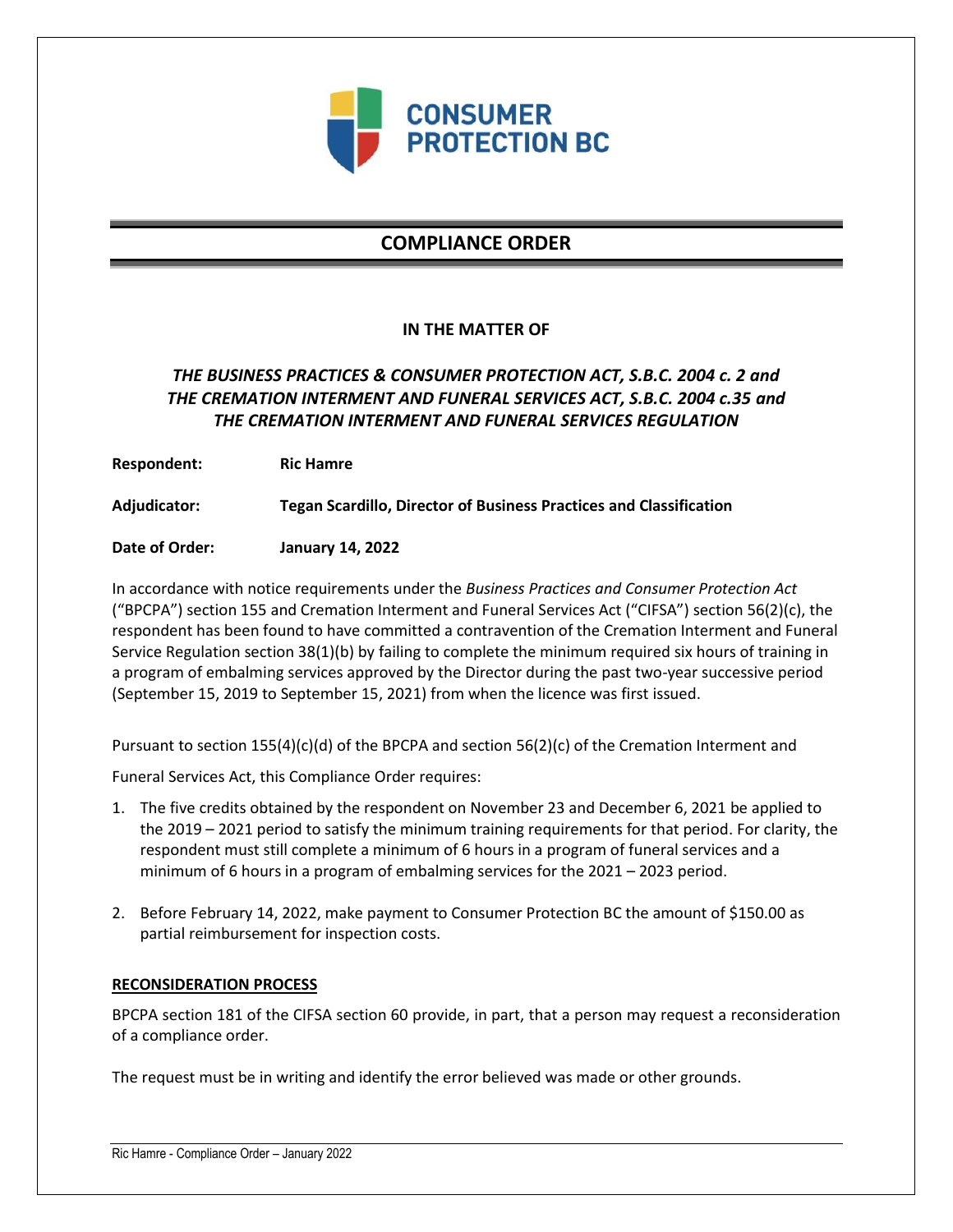CONSUMER PROTECTION BC

# COMPLIANCE ORDER

**IN THE MATTER OF**

***THE BUSINESS PRACTICES & CONSUMER PROTECTION ACT, S.B.C. 2004 c. 2 and THE CREMATION INTERMENT AND FUNERAL SERVICES ACT, S.B.C. 2004 c.35 and THE CREMATION INTERMENT AND FUNERAL SERVICES REGULATION***

**Respondent:** **Ric Hamre**

**Adjudicator:** **Tegan Scardillo, Director of Business Practices and Classification**

**Date of Order:** **January 14, 2022**

In accordance with notice requirements under the *Business Practices and Consumer Protection Act* ("BPCPA") section 155 and Cremation Interment and Funeral Services Act ("CIFSA") section 56(2)(c), the respondent has been found to have committed a contravention of the Cremation Interment and Funeral Service Regulation section 38(1)(b) by failing to complete the minimum required six hours of training in a program of embalming services approved by the Director during the past two-year successive period (September 15, 2019 to September 15, 2021) from when the licence was first issued.

Pursuant to section 155(4)(c)(d) of the BPCPA and section 56(2)(c) of the Cremation Interment and Funeral Services Act, this Compliance Order requires:

1. The five credits obtained by the respondent on November 23 and December 6, 2021 be applied to the 2019 – 2021 period to satisfy the minimum training requirements for that period. For clarity, the respondent must still complete a minimum of 6 hours in a program of funeral services and a minimum of 6 hours in a program of embalming services for the 2021 – 2023 period.
2. Before February 14, 2022, make payment to Consumer Protection BC the amount of $150.00 as partial reimbursement for inspection costs.

## RECONSIDERATION PROCESS

BPCPA section 181 of the CIFSA section 60 provide, in part, that a person may request a reconsideration of a compliance order.

The request must be in writing and identify the error believed was made or other grounds.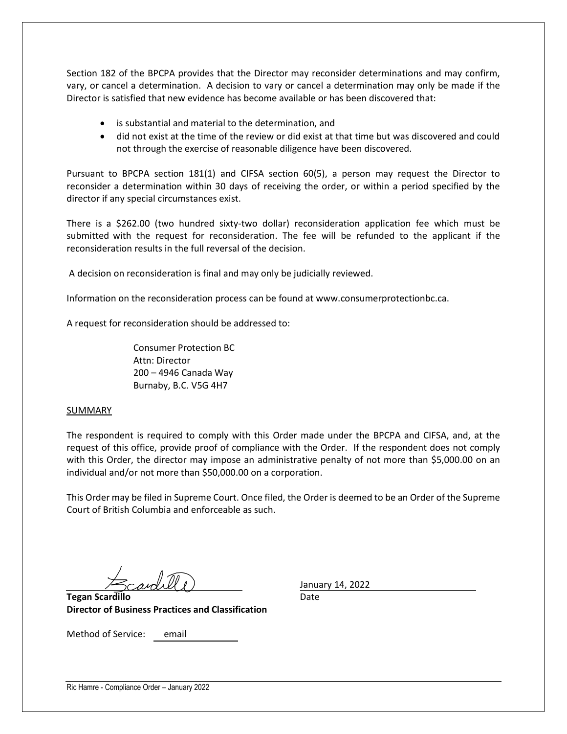Section 182 of the BPCPA provides that the Director may reconsider determinations and may confirm, vary, or cancel a determination. A decision to vary or cancel a determination may only be made if the Director is satisfied that new evidence has become available or has been discovered that:

- is substantial and material to the determination, and
- did not exist at the time of the review or did exist at that time but was discovered and could not through the exercise of reasonable diligence have been discovered.

Pursuant to BPCPA section 181(1) and CIFSA section 60(5), a person may request the Director to reconsider a determination within 30 days of receiving the order, or within a period specified by the director if any special circumstances exist.

There is a $262.00 (two hundred sixty-two dollar) reconsideration application fee which must be submitted with the request for reconsideration. The fee will be refunded to the applicant if the reconsideration results in the full reversal of the decision.

A decision on reconsideration is final and may only be judicially reviewed.

Information on the reconsideration process can be found at www.consumerprotectionbc.ca.

A request for reconsideration should be addressed to:

Consumer Protection BC
Attn: Director
200 – 4946 Canada Way
Burnaby, B.C. V5G 4H7

<u>SUMMARY</u>

The respondent is required to comply with this Order made under the BPCPA and CIFSA, and, at the request of this office, provide proof of compliance with the Order. If the respondent does not comply with this Order, the director may impose an administrative penalty of not more than $5,000.00 on an individual and/or not more than $50,000.00 on a corporation.

This Order may be filed in Supreme Court. Once filed, the Order is deemed to be an Order of the Supreme Court of British Columbia and enforceable as such.

**Tegan Scardillo**
**Director of Business Practices and Classification**

January 14, 2022
Date

Method of Service: email